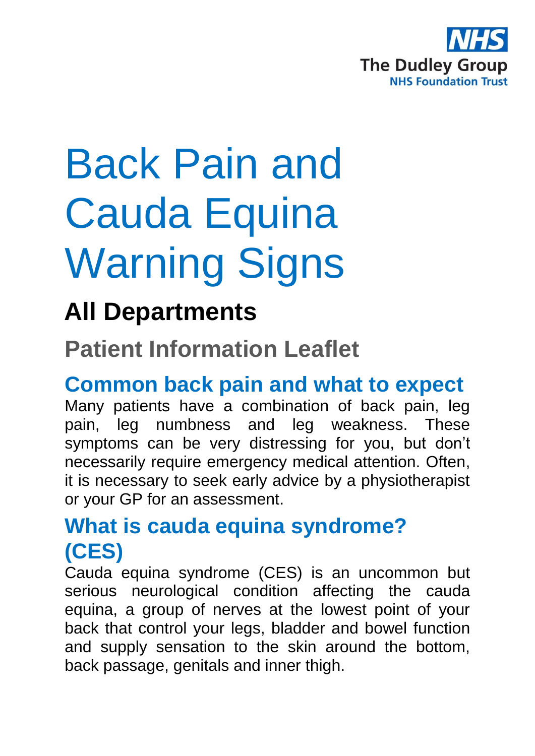NHS
The Dudley Group
NHS Foundation Trust

# Back Pain and Cauda Equina Warning Signs

## All Departments

## Patient Information Leaflet

## Common back pain and what to expect

Many patients have a combination of back pain, leg pain, leg numbness and leg weakness. These symptoms can be very distressing for you, but don't necessarily require emergency medical attention. Often, it is necessary to seek early advice by a physiotherapist or your GP for an assessment.

## What is cauda equina syndrome? (CES)

Cauda equina syndrome (CES) is an uncommon but serious neurological condition affecting the cauda equina, a group of nerves at the lowest point of your back that control your legs, bladder and bowel function and supply sensation to the skin around the bottom, back passage, genitals and inner thigh.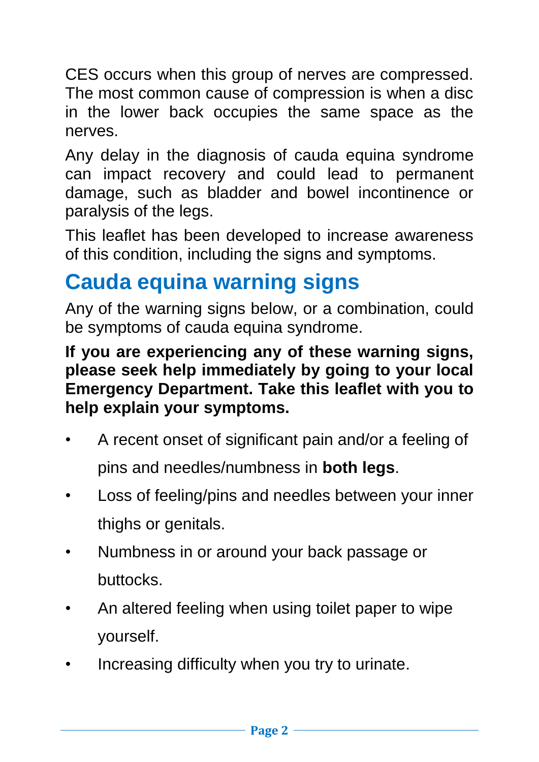CES occurs when this group of nerves are compressed. The most common cause of compression is when a disc in the lower back occupies the same space as the nerves.

Any delay in the diagnosis of cauda equina syndrome can impact recovery and could lead to permanent damage, such as bladder and bowel incontinence or paralysis of the legs.

This leaflet has been developed to increase awareness of this condition, including the signs and symptoms.

## Cauda equina warning signs

Any of the warning signs below, or a combination, could be symptoms of cauda equina syndrome.

**If you are experiencing any of these warning signs, please seek help immediately by going to your local Emergency Department. Take this leaflet with you to help explain your symptoms.**

- A recent onset of significant pain and/or a feeling of pins and needles/numbness in **both legs**.
- Loss of feeling/pins and needles between your inner thighs or genitals.
- Numbness in or around your back passage or buttocks.
- An altered feeling when using toilet paper to wipe yourself.
- Increasing difficulty when you try to urinate.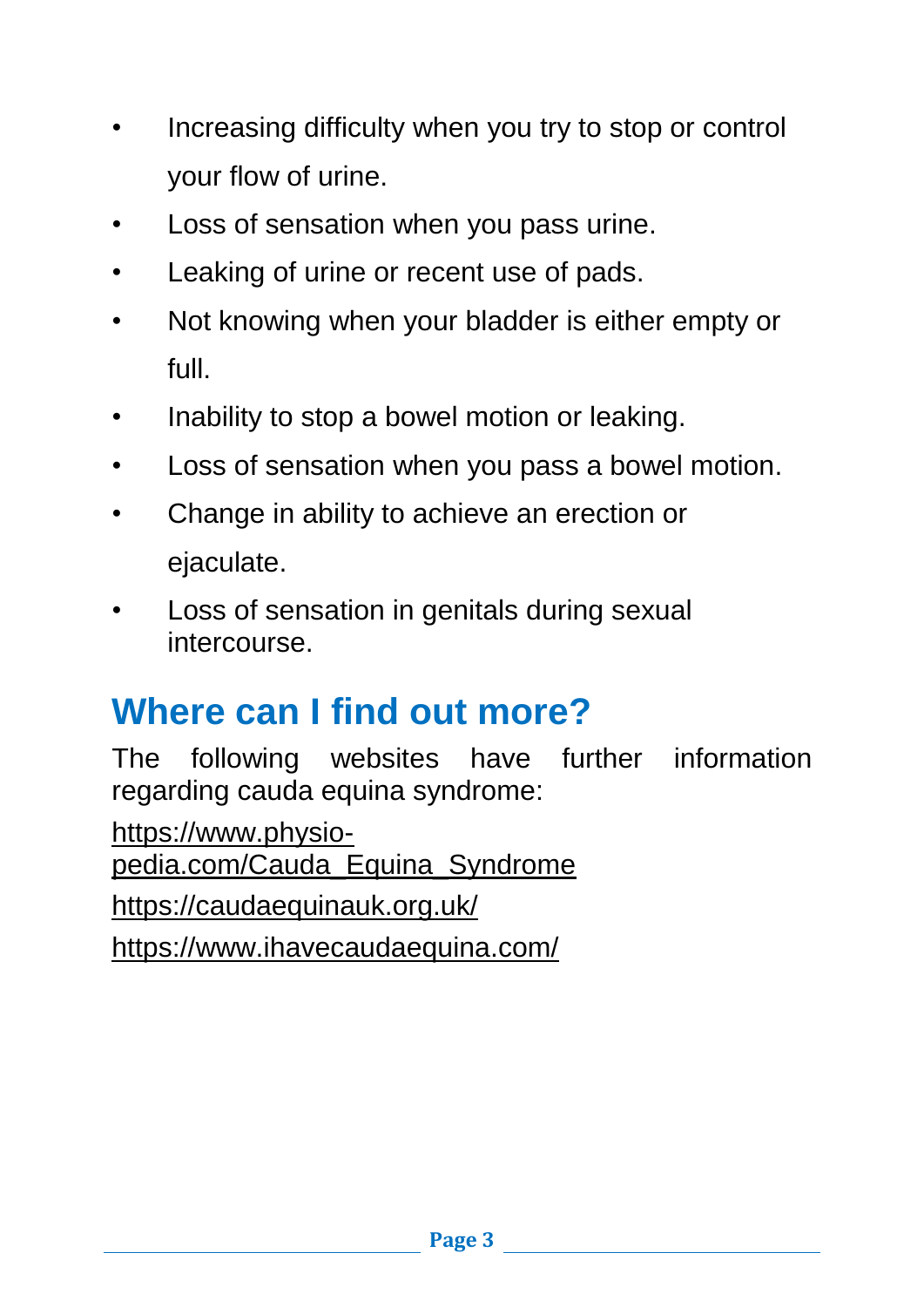- Increasing difficulty when you try to stop or control your flow of urine.
- Loss of sensation when you pass urine.
- Leaking of urine or recent use of pads.
- Not knowing when your bladder is either empty or full.
- Inability to stop a bowel motion or leaking.
- Loss of sensation when you pass a bowel motion.
- Change in ability to achieve an erection or ejaculate.
- Loss of sensation in genitals during sexual intercourse.

## Where can I find out more?

The following websites have further information regarding cauda equina syndrome:

https://www.physio-pedia.com/Cauda_Equina_Syndrome

https://caudaequinauk.org.uk/

https://www.ihavecaudaequina.com/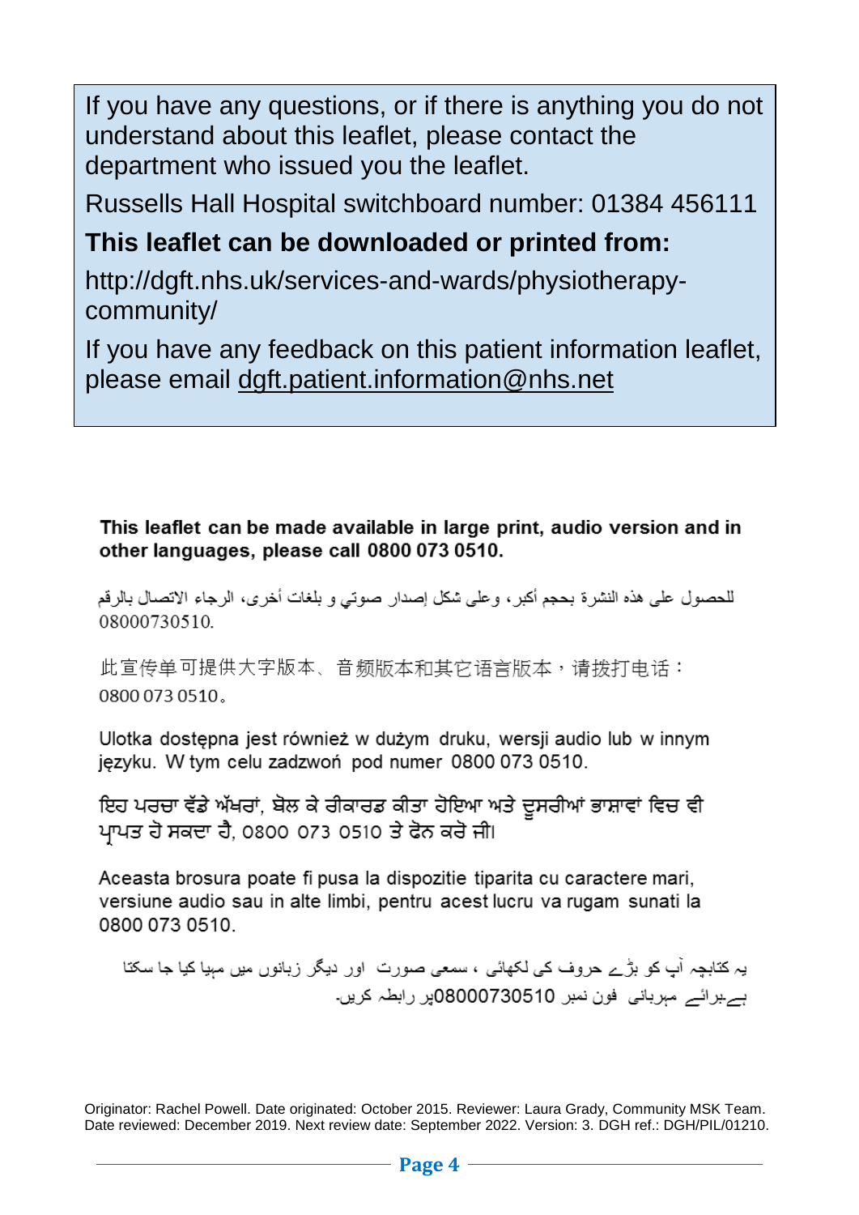If you have any questions, or if there is anything you do not understand about this leaflet, please contact the department who issued you the leaflet.

Russells Hall Hospital switchboard number: 01384 456111

**This leaflet can be downloaded or printed from:**

http://dgft.nhs.uk/services-and-wards/physiotherapy-community/

If you have any feedback on this patient information leaflet, please email dgft.patient.information@nhs.net

**This leaflet can be made available in large print, audio version and in other languages, please call 0800 073 0510.**

للحصول على هذه النشرة بحجم أكبر، وعلى شكل إصدار صوتي و بلغات أخرى، الرجاء الاتصال بالرقم 08000730510.

此宣传单可提供大字版本、音频版本和其它语言版本，请拨打电话：0800 073 0510。

Ulotka dostępna jest również w dużym druku, wersji audio lub w innym języku. W tym celu zadzwoń pod numer 0800 073 0510.

ਇਹ ਪਰਚਾ ਵੱਡੇ ਅੱਖਰਾਂ, ਬੋਲ ਕੇ ਰੀਕਾਰਡ ਕੀਤਾ ਹੋਇਆ ਅਤੇ ਦੂਸਰੀਆਂ ਭਾਸ਼ਾਵਾਂ ਵਿਚ ਵੀ ਪ੍ਰਾਪਤ ਹੋ ਸਕਦਾ ਹੈ, 0800 073 0510 ਤੇ ਫੋਨ ਕਰੋ ਜੀ।

Aceasta brosura poate fi pusa la dispozitie tiparita cu caractere mari, versiune audio sau in alte limbi, pentru acest lucru va rugam sunati la 0800 073 0510.

یہ کتابچہ آپ کو بڑے حروف کی لکھائی ، سمعی صورت اور دیگر زبانوں میں مہیا کیا جا سکتا ہے۔برائے مہربانی فون نمبر 08000730510پر رابطہ کریں۔

Originator: Rachel Powell. Date originated: October 2015. Reviewer: Laura Grady, Community MSK Team. Date reviewed: December 2019. Next review date: September 2022. Version: 3. DGH ref.: DGH/PIL/01210.